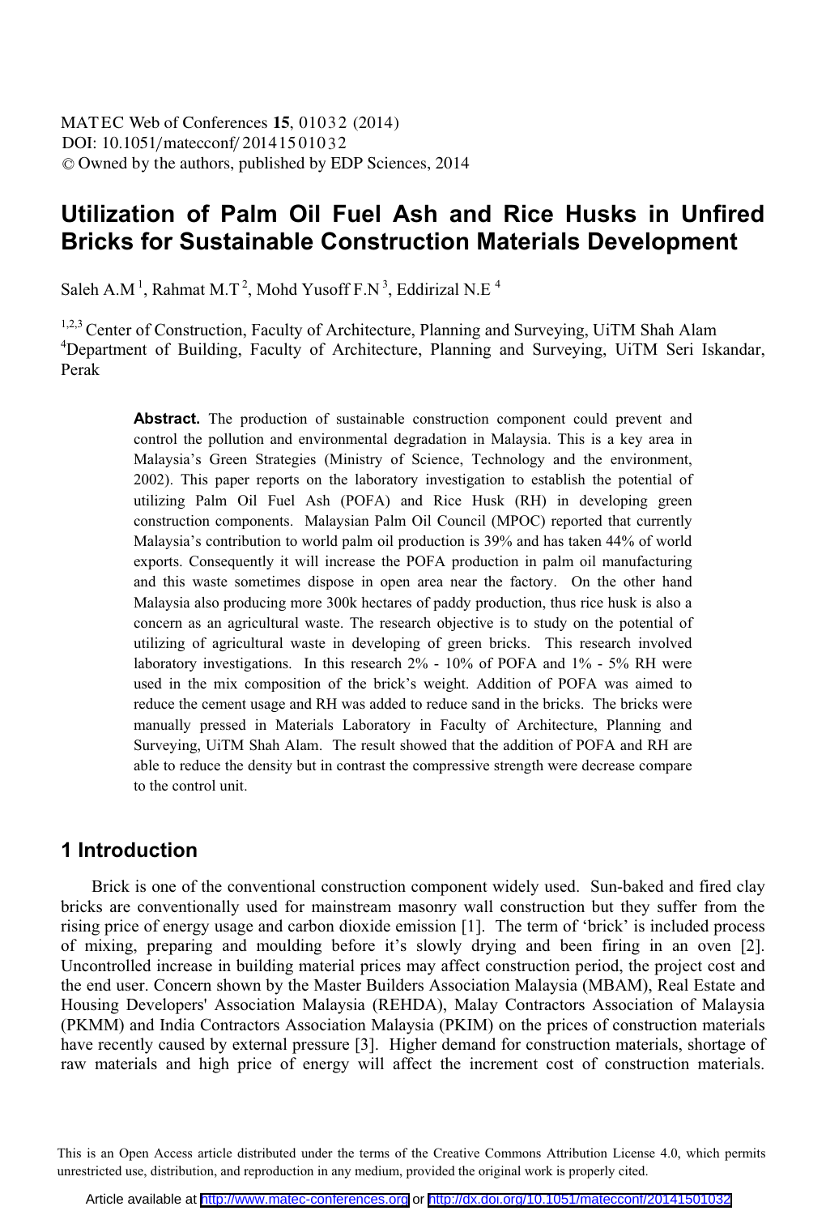# Utilization of Palm Oil Fuel Ash and Rice Husks in Unfired Bricks for Sustainable Construction Materials Development

Saleh A.M [1], Rahmat M.T [2], Mohd Yusoff F.N [3], Eddirizal N.E [4]

[1,2,3] Center of Construction, Faculty of Architecture, Planning and Surveying, UiTM Shah Alam
[4] Department of Building, Faculty of Architecture, Planning and Surveying, UiTM Seri Iskandar, Perak

**Abstract.** The production of sustainable construction component could prevent and control the pollution and environmental degradation in Malaysia. This is a key area in Malaysia's Green Strategies (Ministry of Science, Technology and the environment, 2002). This paper reports on the laboratory investigation to establish the potential of utilizing Palm Oil Fuel Ash (POFA) and Rice Husk (RH) in developing green construction components. Malaysian Palm Oil Council (MPOC) reported that currently Malaysia's contribution to world palm oil production is 39% and has taken 44% of world exports. Consequently it will increase the POFA production in palm oil manufacturing and this waste sometimes dispose in open area near the factory. On the other hand Malaysia also producing more 300k hectares of paddy production, thus rice husk is also a concern as an agricultural waste. The research objective is to study on the potential of utilizing of agricultural waste in developing of green bricks. This research involved laboratory investigations. In this research 2% - 10% of POFA and 1% - 5% RH were used in the mix composition of the brick's weight. Addition of POFA was aimed to reduce the cement usage and RH was added to reduce sand in the bricks. The bricks were manually pressed in Materials Laboratory in Faculty of Architecture, Planning and Surveying, UiTM Shah Alam. The result showed that the addition of POFA and RH are able to reduce the density but in contrast the compressive strength were decrease compare to the control unit.

## 1 Introduction

Brick is one of the conventional construction component widely used. Sun-baked and fired clay bricks are conventionally used for mainstream masonry wall construction but they suffer from the rising price of energy usage and carbon dioxide emission [1]. The term of 'brick' is included process of mixing, preparing and moulding before it's slowly drying and been firing in an oven [2]. Uncontrolled increase in building material prices may affect construction period, the project cost and the end user. Concern shown by the Master Builders Association Malaysia (MBAM), Real Estate and Housing Developers' Association Malaysia (REHDA), Malay Contractors Association of Malaysia (PKMM) and India Contractors Association Malaysia (PKIM) on the prices of construction materials have recently caused by external pressure [3]. Higher demand for construction materials, shortage of raw materials and high price of energy will affect the increment cost of construction materials.

This is an Open Access article distributed under the terms of the Creative Commons Attribution License 4.0, which permits unrestricted use, distribution, and reproduction in any medium, provided the original work is properly cited.

Article available at http://www.matec-conferences.org or http://dx.doi.org/10.1051/matecconf/20141501032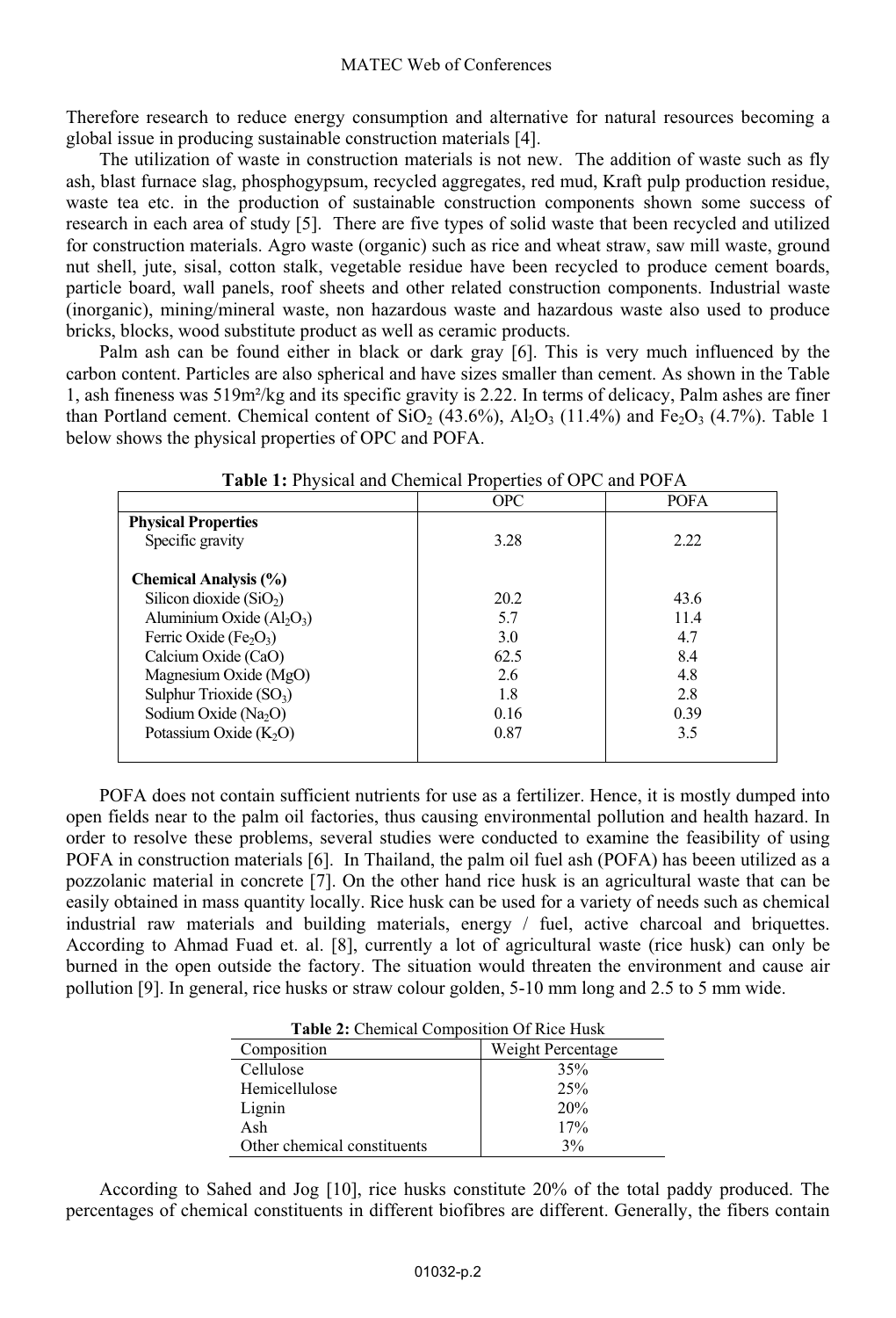Therefore research to reduce energy consumption and alternative for natural resources becoming a global issue in producing sustainable construction materials [4].

The utilization of waste in construction materials is not new. The addition of waste such as fly ash, blast furnace slag, phosphogypsum, recycled aggregates, red mud, Kraft pulp production residue, waste tea etc. in the production of sustainable construction components shown some success of research in each area of study [5]. There are five types of solid waste that been recycled and utilized for construction materials. Agro waste (organic) such as rice and wheat straw, saw mill waste, ground nut shell, jute, sisal, cotton stalk, vegetable residue have been recycled to produce cement boards, particle board, wall panels, roof sheets and other related construction components. Industrial waste (inorganic), mining/mineral waste, non hazardous waste and hazardous waste also used to produce bricks, blocks, wood substitute product as well as ceramic products.

Palm ash can be found either in black or dark gray [6]. This is very much influenced by the carbon content. Particles are also spherical and have sizes smaller than cement. As shown in the Table 1, ash fineness was 519m²/kg and its specific gravity is 2.22. In terms of delicacy, Palm ashes are finer than Portland cement. Chemical content of $SiO_2$ (43.6%), $Al_2O_3$ (11.4%) and $Fe_2O_3$ (4.7%). Table 1 below shows the physical properties of OPC and POFA.

**Table 1:** Physical and Chemical Properties of OPC and POFA

| | OPC | POFA |
|---|---|---|
| **Physical Properties** | | |
| Specific gravity | 3.28 | 2.22 |
| **Chemical Analysis (%)** | | |
| Silicon dioxide ($SiO_2$) | 20.2 | 43.6 |
| Aluminium Oxide ($Al_2O_3$) | 5.7 | 11.4 |
| Ferric Oxide ($Fe_2O_3$) | 3.0 | 4.7 |
| Calcium Oxide (CaO) | 62.5 | 8.4 |
| Magnesium Oxide (MgO) | 2.6 | 4.8 |
| Sulphur Trioxide ($SO_3$) | 1.8 | 2.8 |
| Sodium Oxide ($Na_2O$) | 0.16 | 0.39 |
| Potassium Oxide ($K_2O$) | 0.87 | 3.5 |

POFA does not contain sufficient nutrients for use as a fertilizer. Hence, it is mostly dumped into open fields near to the palm oil factories, thus causing environmental pollution and health hazard. In order to resolve these problems, several studies were conducted to examine the feasibility of using POFA in construction materials [6]. In Thailand, the palm oil fuel ash (POFA) has beeen utilized as a pozzolanic material in concrete [7]. On the other hand rice husk is an agricultural waste that can be easily obtained in mass quantity locally. Rice husk can be used for a variety of needs such as chemical industrial raw materials and building materials, energy / fuel, active charcoal and briquettes. According to Ahmad Fuad et. al. [8], currently a lot of agricultural waste (rice husk) can only be burned in the open outside the factory. The situation would threaten the environment and cause air pollution [9]. In general, rice husks or straw colour golden, 5-10 mm long and 2.5 to 5 mm wide.

**Table 2:** Chemical Composition Of Rice Husk

| Composition | Weight Percentage |
|---|---|
| Cellulose | 35% |
| Hemicellulose | 25% |
| Lignin | 20% |
| Ash | 17% |
| Other chemical constituents | 3% |

According to Sahed and Jog [10], rice husks constitute 20% of the total paddy produced. The percentages of chemical constituents in different biofibres are different. Generally, the fibers contain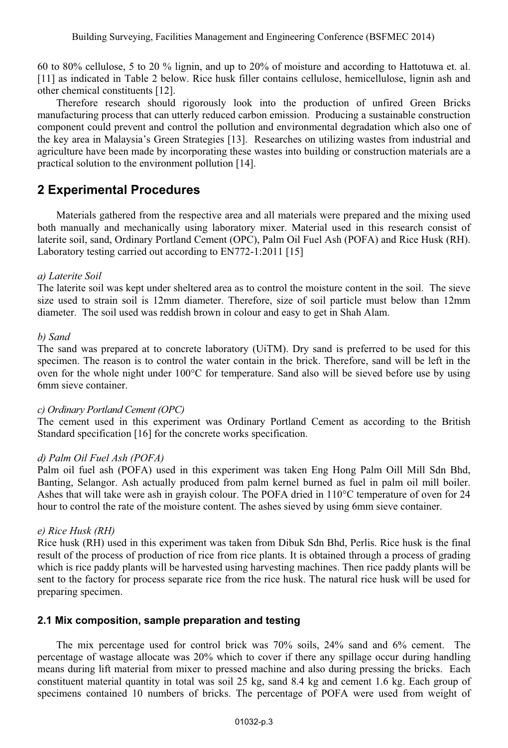60 to 80% cellulose, 5 to 20 % lignin, and up to 20% of moisture and according to Hattotuwa et. al. [11] as indicated in Table 2 below. Rice husk filler contains cellulose, hemicellulose, lignin ash and other chemical constituents [12].

Therefore research should rigorously look into the production of unfired Green Bricks manufacturing process that can utterly reduced carbon emission. Producing a sustainable construction component could prevent and control the pollution and environmental degradation which also one of the key area in Malaysia's Green Strategies [13]. Researches on utilizing wastes from industrial and agriculture have been made by incorporating these wastes into building or construction materials are a practical solution to the environment pollution [14].

## 2 Experimental Procedures

Materials gathered from the respective area and all materials were prepared and the mixing used both manually and mechanically using laboratory mixer. Material used in this research consist of laterite soil, sand, Ordinary Portland Cement (OPC), Palm Oil Fuel Ash (POFA) and Rice Husk (RH). Laboratory testing carried out according to EN772-1:2011 [15]

*a) Laterite Soil*

The laterite soil was kept under sheltered area as to control the moisture content in the soil. The sieve size used to strain soil is 12mm diameter. Therefore, size of soil particle must below than 12mm diameter. The soil used was reddish brown in colour and easy to get in Shah Alam.

*b) Sand*

The sand was prepared at to concrete laboratory (UiTM). Dry sand is preferred to be used for this specimen. The reason is to control the water contain in the brick. Therefore, sand will be left in the oven for the whole night under 100°C for temperature. Sand also will be sieved before use by using 6mm sieve container.

*c) Ordinary Portland Cement (OPC)*

The cement used in this experiment was Ordinary Portland Cement as according to the British Standard specification [16] for the concrete works specification.

*d) Palm Oil Fuel Ash (POFA)*

Palm oil fuel ash (POFA) used in this experiment was taken Eng Hong Palm Oill Mill Sdn Bhd, Banting, Selangor. Ash actually produced from palm kernel burned as fuel in palm oil mill boiler. Ashes that will take were ash in grayish colour. The POFA dried in 110°C temperature of oven for 24 hour to control the rate of the moisture content. The ashes sieved by using 6mm sieve container.

*e) Rice Husk (RH)*

Rice husk (RH) used in this experiment was taken from Dibuk Sdn Bhd, Perlis. Rice husk is the final result of the process of production of rice from rice plants. It is obtained through a process of grading which is rice paddy plants will be harvested using harvesting machines. Then rice paddy plants will be sent to the factory for process separate rice from the rice husk. The natural rice husk will be used for preparing specimen.

### 2.1 Mix composition, sample preparation and testing

The mix percentage used for control brick was 70% soils, 24% sand and 6% cement. The percentage of wastage allocate was 20% which to cover if there any spillage occur during handling means during lift material from mixer to pressed machine and also during pressing the bricks. Each constituent material quantity in total was soil 25 kg, sand 8.4 kg and cement 1.6 kg. Each group of specimens contained 10 numbers of bricks. The percentage of POFA were used from weight of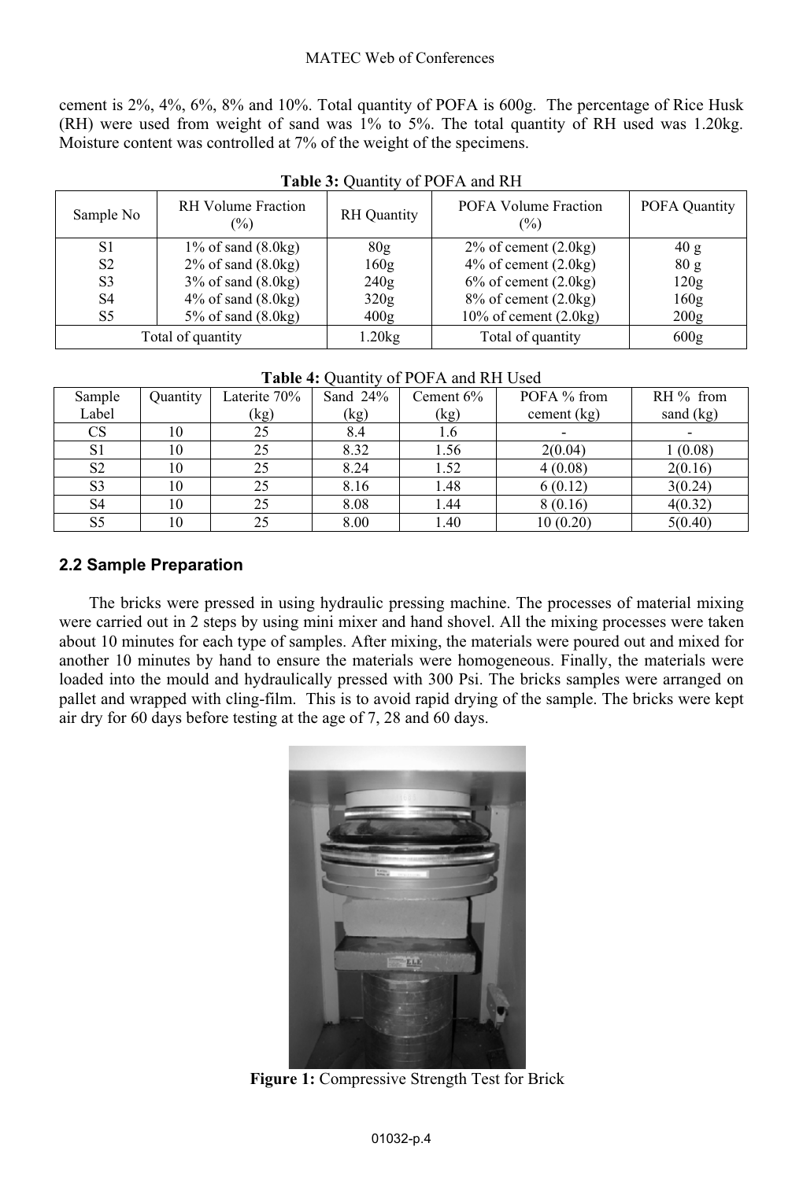cement is 2%, 4%, 6%, 8% and 10%. Total quantity of POFA is 600g. The percentage of Rice Husk (RH) were used from weight of sand was 1% to 5%. The total quantity of RH used was 1.20kg. Moisture content was controlled at 7% of the weight of the specimens.

**Table 3:** Quantity of POFA and RH

| Sample No | RH Volume Fraction (%) | RH Quantity | POFA Volume Fraction (%) | POFA Quantity |
|---|---|---|---|---|
| S1 | 1% of sand (8.0kg) | 80g | 2% of cement (2.0kg) | 40 g |
| S2 | 2% of sand (8.0kg) | 160g | 4% of cement (2.0kg) | 80 g |
| S3 | 3% of sand (8.0kg) | 240g | 6% of cement (2.0kg) | 120g |
| S4 | 4% of sand (8.0kg) | 320g | 8% of cement (2.0kg) | 160g |
| S5 | 5% of sand (8.0kg) | 400g | 10% of cement (2.0kg) | 200g |
| Total of quantity | | 1.20kg | Total of quantity | 600g |

**Table 4:** Quantity of POFA and RH Used

| Sample Label | Quantity | Laterite 70% (kg) | Sand 24% (kg) | Cement 6% (kg) | POFA % from cement (kg) | RH % from sand (kg) |
|---|---|---|---|---|---|---|
| CS | 10 | 25 | 8.4 | 1.6 | - | - |
| S1 | 10 | 25 | 8.32 | 1.56 | 2(0.04) | 1 (0.08) |
| S2 | 10 | 25 | 8.24 | 1.52 | 4 (0.08) | 2(0.16) |
| S3 | 10 | 25 | 8.16 | 1.48 | 6 (0.12) | 3(0.24) |
| S4 | 10 | 25 | 8.08 | 1.44 | 8 (0.16) | 4(0.32) |
| S5 | 10 | 25 | 8.00 | 1.40 | 10 (0.20) | 5(0.40) |

### 2.2 Sample Preparation

The bricks were pressed in using hydraulic pressing machine. The processes of material mixing were carried out in 2 steps by using mini mixer and hand shovel. All the mixing processes were taken about 10 minutes for each type of samples. After mixing, the materials were poured out and mixed for another 10 minutes by hand to ensure the materials were homogeneous. Finally, the materials were loaded into the mould and hydraulically pressed with 300 Psi. The bricks samples were arranged on pallet and wrapped with cling-film. This is to avoid rapid drying of the sample. The bricks were kept air dry for 60 days before testing at the age of 7, 28 and 60 days.

**Figure 1:** Compressive Strength Test for Brick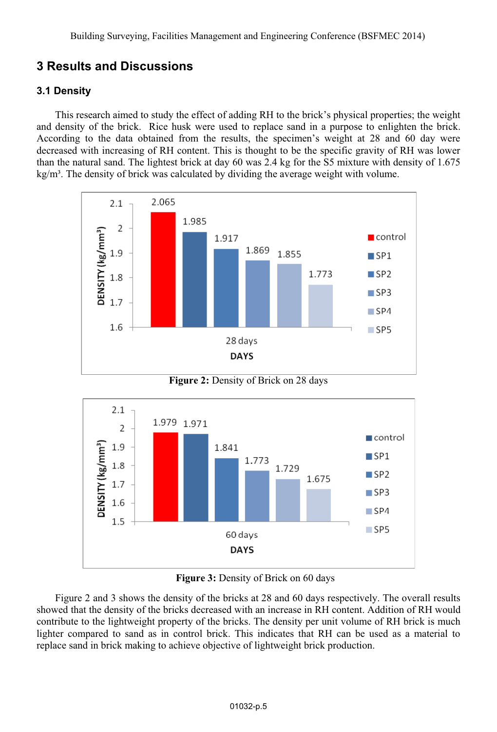## 3 Results and Discussions

### 3.1 Density

This research aimed to study the effect of adding RH to the brick's physical properties; the weight and density of the brick. Rice husk were used to replace sand in a purpose to enlighten the brick. According to the data obtained from the results, the specimen's weight at 28 and 60 day were decreased with increasing of RH content. This is thought to be the specific gravity of RH was lower than the natural sand. The lightest brick at day 60 was 2.4 kg for the S5 mixture with density of 1.675 kg/m³. The density of brick was calculated by dividing the average weight with volume.

**Figure 2:** Density of Brick on 28 days

**Figure 3:** Density of Brick on 60 days

Figure 2 and 3 shows the density of the bricks at 28 and 60 days respectively. The overall results showed that the density of the bricks decreased with an increase in RH content. Addition of RH would contribute to the lightweight property of the bricks. The density per unit volume of RH brick is much lighter compared to sand as in control brick. This indicates that RH can be used as a material to replace sand in brick making to achieve objective of lightweight brick production.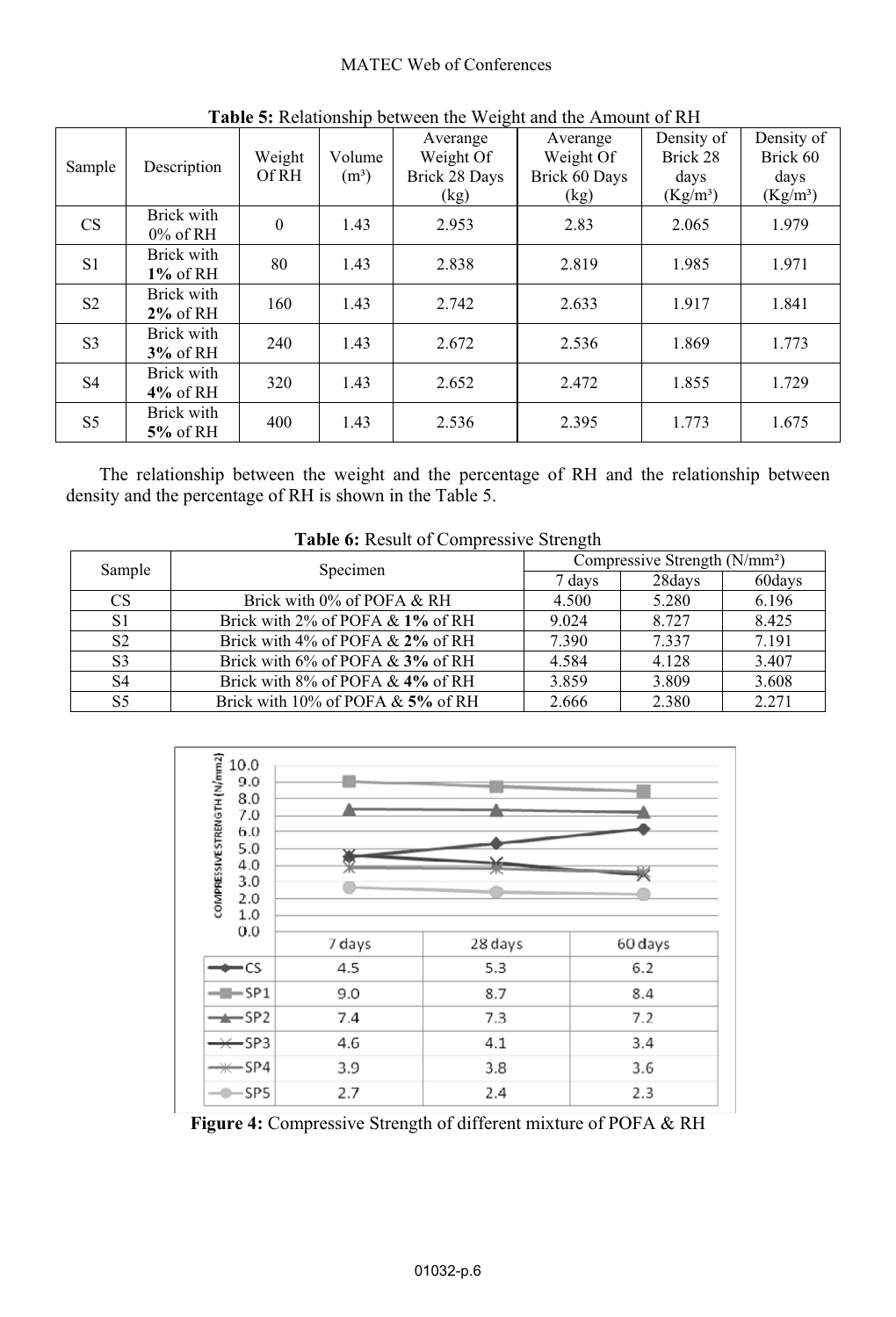**Table 5:** Relationship between the Weight and the Amount of RH

| Sample | Description | Weight Of RH | Volume ($m^3$) | Averange Weight Of Brick 28 Days (kg) | Averange Weight Of Brick 60 Days (kg) | Density of Brick 28 days ($Kg/m^3$) | Density of Brick 60 days ($Kg/m^3$) |
|---|---|---|---|---|---|---|---|
| CS | Brick with 0% of RH | 0 | 1.43 | 2.953 | 2.83 | 2.065 | 1.979 |
| S1 | Brick with **1%** of RH | 80 | 1.43 | 2.838 | 2.819 | 1.985 | 1.971 |
| S2 | Brick with **2%** of RH | 160 | 1.43 | 2.742 | 2.633 | 1.917 | 1.841 |
| S3 | Brick with **3%** of RH | 240 | 1.43 | 2.672 | 2.536 | 1.869 | 1.773 |
| S4 | Brick with **4%** of RH | 320 | 1.43 | 2.652 | 2.472 | 1.855 | 1.729 |
| S5 | Brick with **5%** of RH | 400 | 1.43 | 2.536 | 2.395 | 1.773 | 1.675 |

The relationship between the weight and the percentage of RH and the relationship between density and the percentage of RH is shown in the Table 5.

**Table 6:** Result of Compressive Strength

| Sample | Specimen | Compressive Strength ($N/mm^2$) | | |
|---|---|---|---|---|
| | | 7 days | 28days | 60days |
| CS | Brick with 0% of POFA & RH | 4.500 | 5.280 | 6.196 |
| S1 | Brick with 2% of POFA & **1%** of RH | 9.024 | 8.727 | 8.425 |
| S2 | Brick with 4% of POFA & **2%** of RH | 7.390 | 7.337 | 7.191 |
| S3 | Brick with 6% of POFA & **3%** of RH | 4.584 | 4.128 | 3.407 |
| S4 | Brick with 8% of POFA & **4%** of RH | 3.859 | 3.809 | 3.608 |
| S5 | Brick with 10% of POFA & **5%** of RH | 2.666 | 2.380 | 2.271 |

| | 7 days | 28 days | 60 days |
|---|---|---|---|
| CS | 4.5 | 5.3 | 6.2 |
| SP1 | 9.0 | 8.7 | 8.4 |
| SP2 | 7.4 | 7.3 | 7.2 |
| SP3 | 4.6 | 4.1 | 3.4 |
| SP4 | 3.9 | 3.8 | 3.6 |
| SP5 | 2.7 | 2.4 | 2.3 |

**Figure 4:** Compressive Strength of different mixture of POFA & RH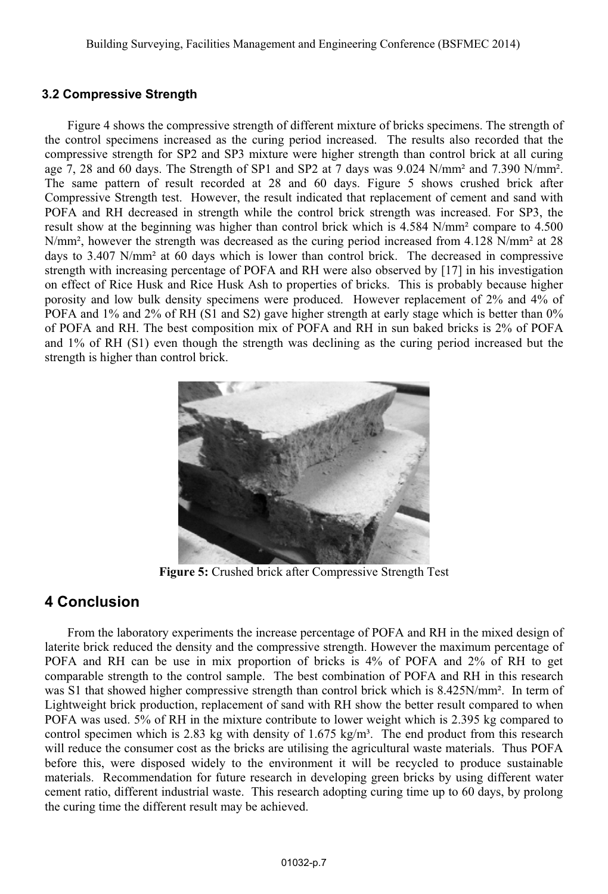### 3.2 Compressive Strength

Figure 4 shows the compressive strength of different mixture of bricks specimens. The strength of the control specimens increased as the curing period increased. The results also recorded that the compressive strength for SP2 and SP3 mixture were higher strength than control brick at all curing age 7, 28 and 60 days. The Strength of SP1 and SP2 at 7 days was 9.024 N/mm² and 7.390 N/mm². The same pattern of result recorded at 28 and 60 days. Figure 5 shows crushed brick after Compressive Strength test. However, the result indicated that replacement of cement and sand with POFA and RH decreased in strength while the control brick strength was increased. For SP3, the result show at the beginning was higher than control brick which is 4.584 N/mm² compare to 4.500 N/mm², however the strength was decreased as the curing period increased from 4.128 N/mm² at 28 days to 3.407 N/mm² at 60 days which is lower than control brick. The decreased in compressive strength with increasing percentage of POFA and RH were also observed by [17] in his investigation on effect of Rice Husk and Rice Husk Ash to properties of bricks. This is probably because higher porosity and low bulk density specimens were produced. However replacement of 2% and 4% of POFA and 1% and 2% of RH (S1 and S2) gave higher strength at early stage which is better than 0% of POFA and RH. The best composition mix of POFA and RH in sun baked bricks is 2% of POFA and 1% of RH (S1) even though the strength was declining as the curing period increased but the strength is higher than control brick.

**Figure 5:** Crushed brick after Compressive Strength Test

## 4 Conclusion

From the laboratory experiments the increase percentage of POFA and RH in the mixed design of laterite brick reduced the density and the compressive strength. However the maximum percentage of POFA and RH can be use in mix proportion of bricks is 4% of POFA and 2% of RH to get comparable strength to the control sample. The best combination of POFA and RH in this research was S1 that showed higher compressive strength than control brick which is 8.425N/mm². In term of Lightweight brick production, replacement of sand with RH show the better result compared to when POFA was used. 5% of RH in the mixture contribute to lower weight which is 2.395 kg compared to control specimen which is 2.83 kg with density of 1.675 kg/m³. The end product from this research will reduce the consumer cost as the bricks are utilising the agricultural waste materials. Thus POFA before this, were disposed widely to the environment it will be recycled to produce sustainable materials. Recommendation for future research in developing green bricks by using different water cement ratio, different industrial waste. This research adopting curing time up to 60 days, by prolong the curing time the different result may be achieved.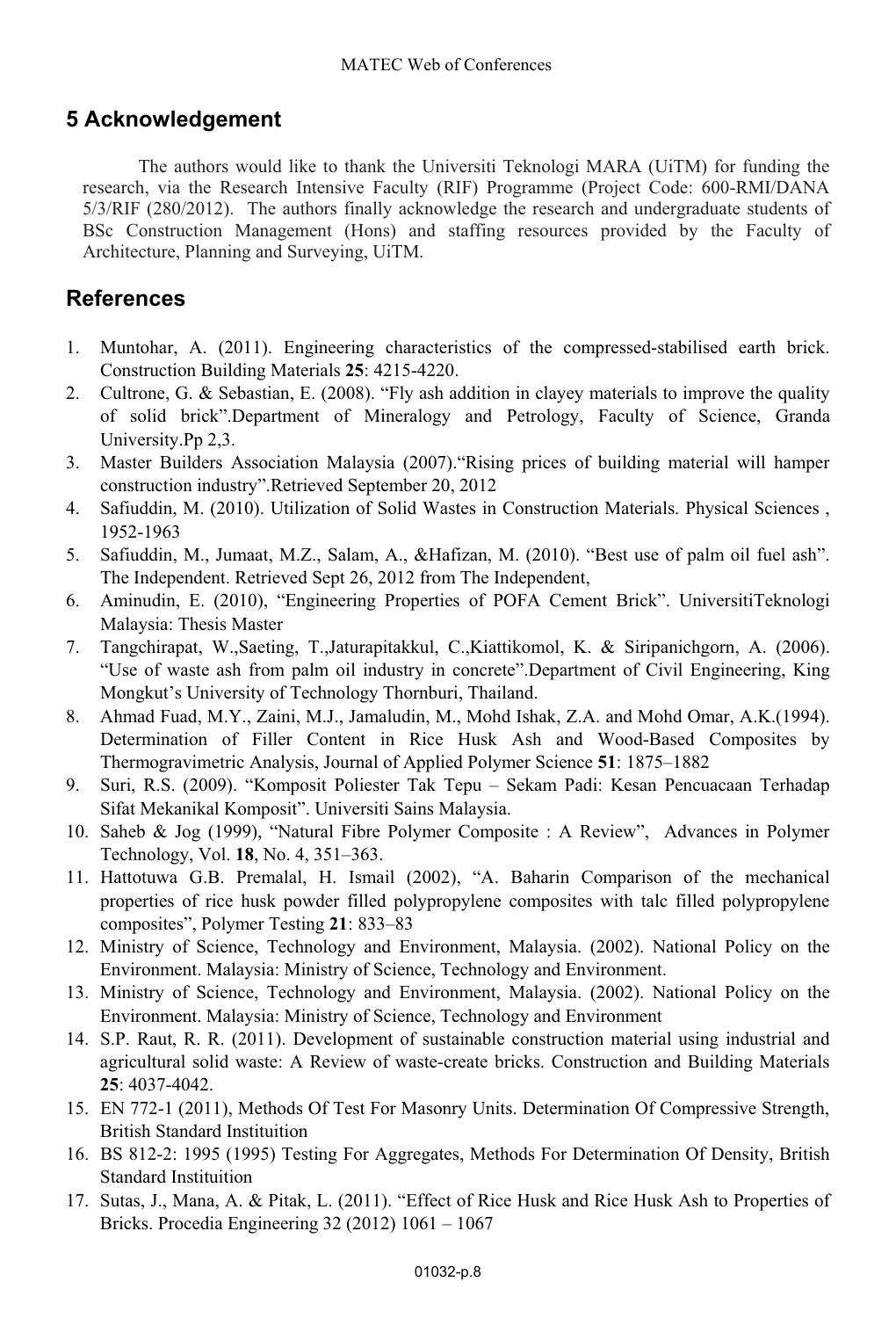## 5 Acknowledgement

The authors would like to thank the Universiti Teknologi MARA (UiTM) for funding the research, via the Research Intensive Faculty (RIF) Programme (Project Code: 600-RMI/DANA 5/3/RIF (280/2012). The authors finally acknowledge the research and undergraduate students of BSc Construction Management (Hons) and staffing resources provided by the Faculty of Architecture, Planning and Surveying, UiTM.

## References

1. Muntohar, A. (2011). Engineering characteristics of the compressed-stabilised earth brick. Construction Building Materials **25**: 4215-4220.
2. Cultrone, G. & Sebastian, E. (2008). "Fly ash addition in clayey materials to improve the quality of solid brick".Department of Mineralogy and Petrology, Faculty of Science, Granda University.Pp 2,3.
3. Master Builders Association Malaysia (2007)."Rising prices of building material will hamper construction industry".Retrieved September 20, 2012
4. Safiuddin, M. (2010). Utilization of Solid Wastes in Construction Materials. Physical Sciences , 1952-1963
5. Safiuddin, M., Jumaat, M.Z., Salam, A., &Hafizan, M. (2010). "Best use of palm oil fuel ash". The Independent. Retrieved Sept 26, 2012 from The Independent,
6. Aminudin, E. (2010), "Engineering Properties of POFA Cement Brick". UniversitiTeknologi Malaysia: Thesis Master
7. Tangchirapat, W.,Saeting, T.,Jaturapitakkul, C.,Kiattikomol, K. & Siripanichgorn, A. (2006). "Use of waste ash from palm oil industry in concrete".Department of Civil Engineering, King Mongkut's University of Technology Thornburi, Thailand.
8. Ahmad Fuad, M.Y., Zaini, M.J., Jamaludin, M., Mohd Ishak, Z.A. and Mohd Omar, A.K.(1994). Determination of Filler Content in Rice Husk Ash and Wood-Based Composites by Thermogravimetric Analysis, Journal of Applied Polymer Science **51**: 1875–1882
9. Suri, R.S. (2009). "Komposit Poliester Tak Tepu – Sekam Padi: Kesan Pencuacaan Terhadap Sifat Mekanikal Komposit". Universiti Sains Malaysia.
10. Saheb & Jog (1999), "Natural Fibre Polymer Composite : A Review", Advances in Polymer Technology, Vol. **18**, No. 4, 351–363.
11. Hattotuwa G.B. Premalal, H. Ismail (2002), "A. Baharin Comparison of the mechanical properties of rice husk powder filled polypropylene composites with talc filled polypropylene composites", Polymer Testing **21**: 833–83
12. Ministry of Science, Technology and Environment, Malaysia. (2002). National Policy on the Environment. Malaysia: Ministry of Science, Technology and Environment.
13. Ministry of Science, Technology and Environment, Malaysia. (2002). National Policy on the Environment. Malaysia: Ministry of Science, Technology and Environment
14. S.P. Raut, R. R. (2011). Development of sustainable construction material using industrial and agricultural solid waste: A Review of waste-create bricks. Construction and Building Materials **25**: 4037-4042.
15. EN 772-1 (2011), Methods Of Test For Masonry Units. Determination Of Compressive Strength, British Standard Instituition
16. BS 812-2: 1995 (1995) Testing For Aggregates, Methods For Determination Of Density, British Standard Instituition
17. Sutas, J., Mana, A. & Pitak, L. (2011). "Effect of Rice Husk and Rice Husk Ash to Properties of Bricks. Procedia Engineering 32 (2012) 1061 – 1067